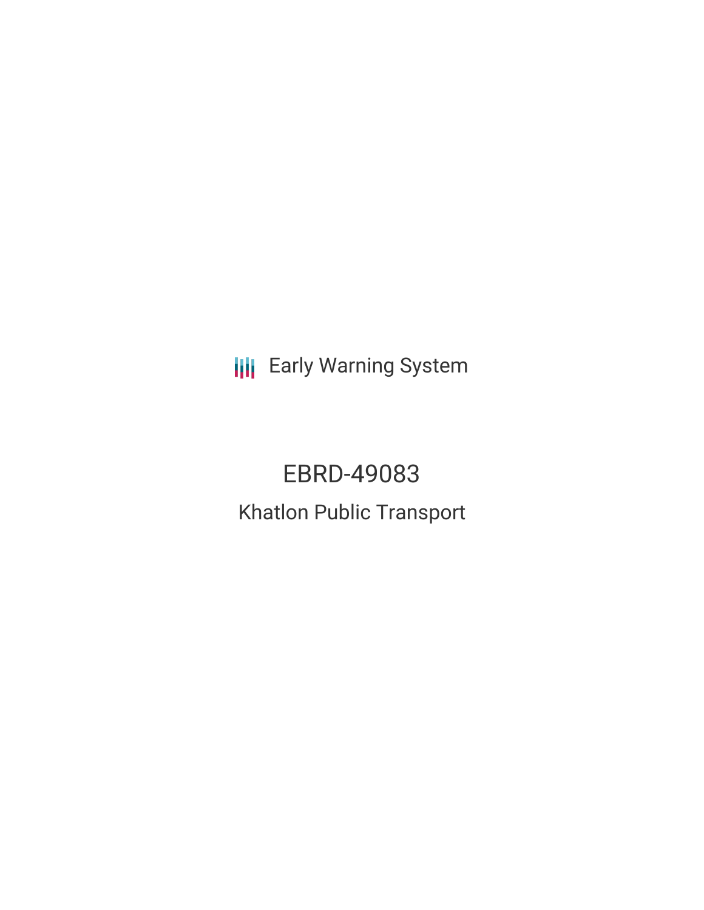Early Warning System

# EBRD-49083

## Khatlon Public Transport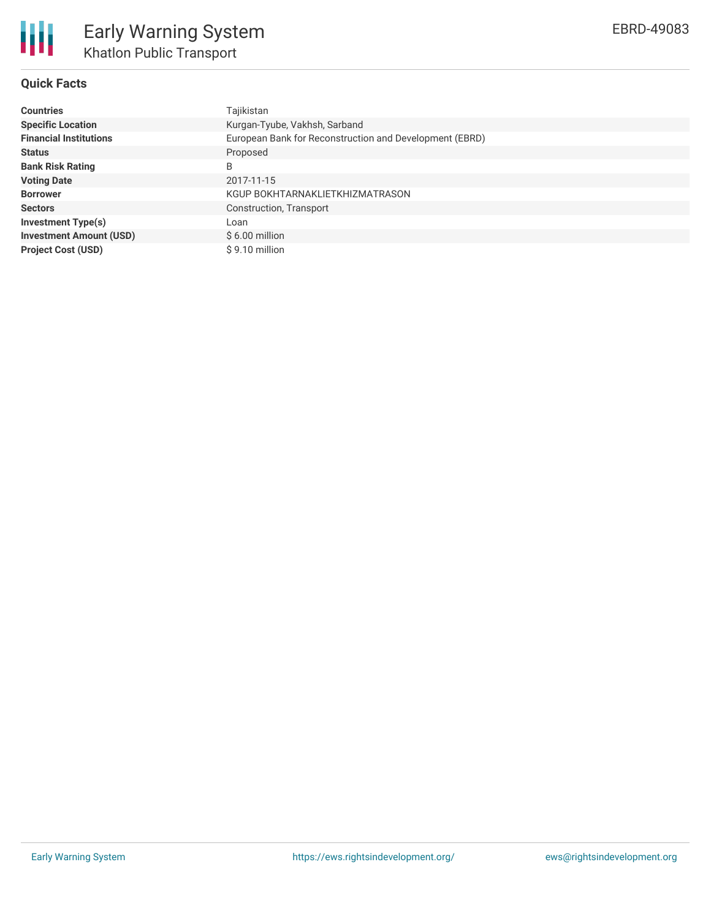# Early Warning System

## Khatlon Public Transport

EBRD-49083

### Quick Facts

| | |
|---|---|
| **Countries** | Tajikistan |
| **Specific Location** | Kurgan-Tyube, Vakhsh, Sarband |
| **Financial Institutions** | European Bank for Reconstruction and Development (EBRD) |
| **Status** | Proposed |
| **Bank Risk Rating** | B |
| **Voting Date** | 2017-11-15 |
| **Borrower** | KGUP BOKHTARNAKLIETKHIZMATRASON |
| **Sectors** | Construction, Transport |
| **Investment Type(s)** | Loan |
| **Investment Amount (USD)** | $ 6.00 million |
| **Project Cost (USD)** | $ 9.10 million |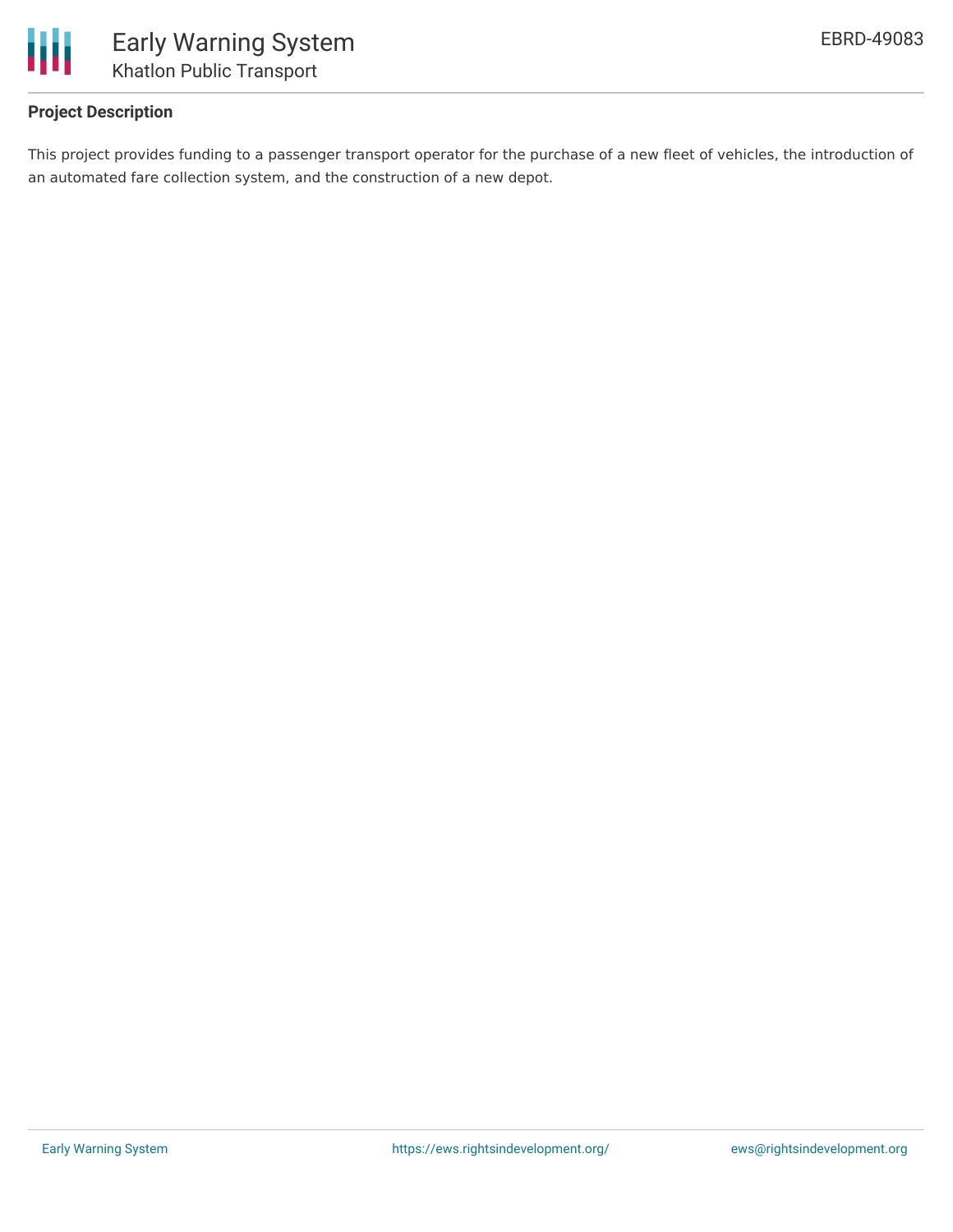### Project Description

This project provides funding to a passenger transport operator for the purchase of a new fleet of vehicles, the introduction of an automated fare collection system, and the construction of a new depot.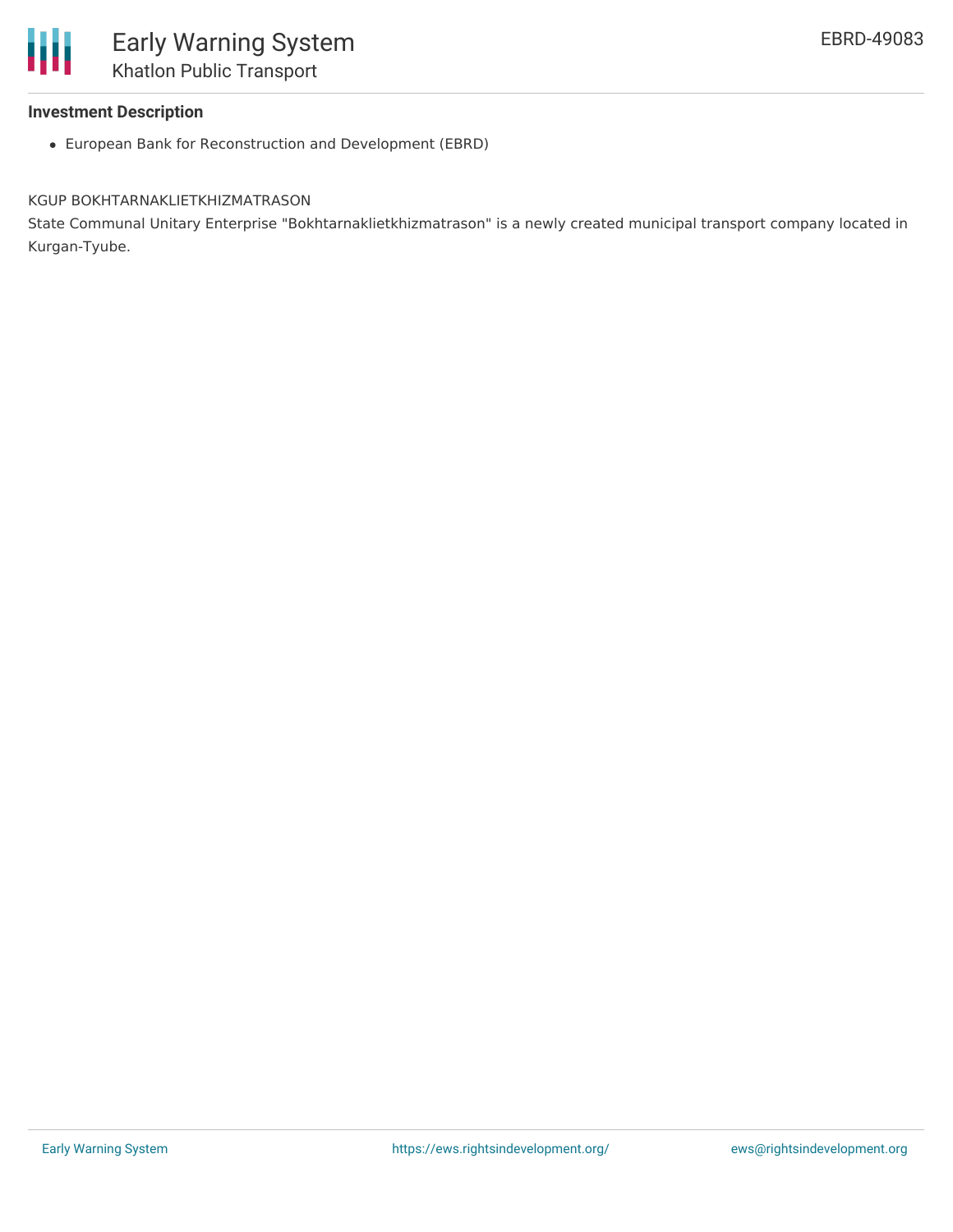### Investment Description

- European Bank for Reconstruction and Development (EBRD)

KGUP BOKHTARNAKLIETKHIZMATRASON

State Communal Unitary Enterprise "Bokhtarnaklietkhizmatrason" is a newly created municipal transport company located in Kurgan-Tyube.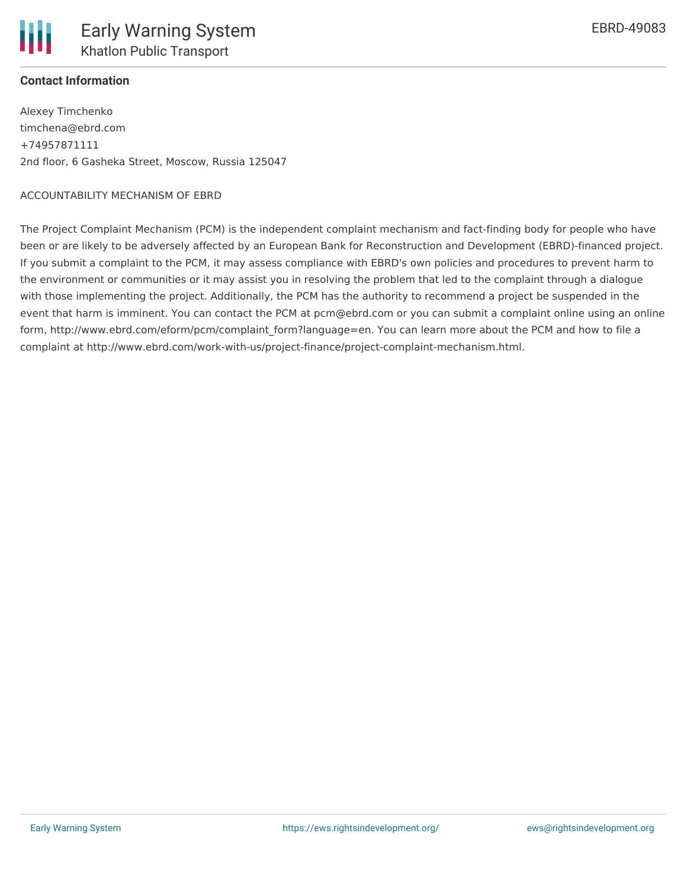**Contact Information**

Alexey Timchenko
timchena@ebrd.com
+74957871111
2nd floor, 6 Gasheka Street, Moscow, Russia 125047

ACCOUNTABILITY MECHANISM OF EBRD

The Project Complaint Mechanism (PCM) is the independent complaint mechanism and fact-finding body for people who have been or are likely to be adversely affected by an European Bank for Reconstruction and Development (EBRD)-financed project. If you submit a complaint to the PCM, it may assess compliance with EBRD's own policies and procedures to prevent harm to the environment or communities or it may assist you in resolving the problem that led to the complaint through a dialogue with those implementing the project. Additionally, the PCM has the authority to recommend a project be suspended in the event that harm is imminent. You can contact the PCM at pcm@ebrd.com or you can submit a complaint online using an online form, http://www.ebrd.com/eform/pcm/complaint_form?language=en. You can learn more about the PCM and how to file a complaint at http://www.ebrd.com/work-with-us/project-finance/project-complaint-mechanism.html.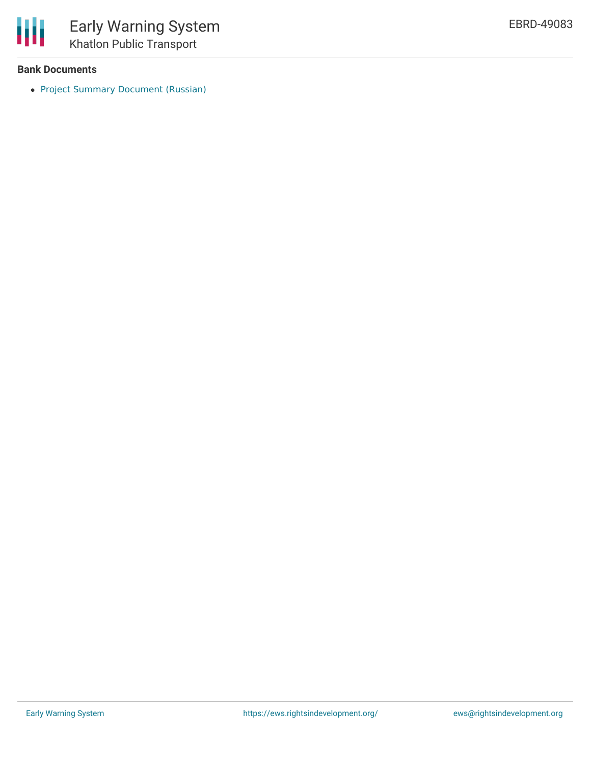**Bank Documents**

- Project Summary Document (Russian)